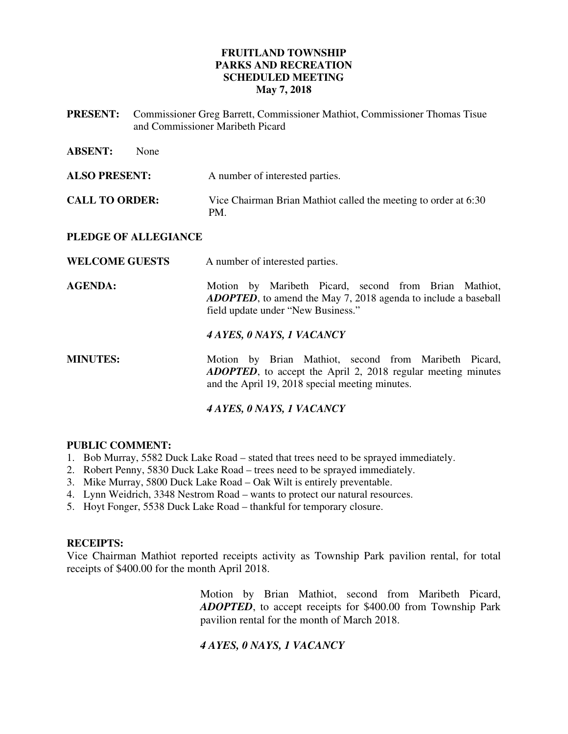**FRUITLAND TOWNSHIP**
**PARKS AND RECREATION**
**SCHEDULED MEETING**
**May 7, 2018**

**PRESENT:** Commissioner Greg Barrett, Commissioner Mathiot, Commissioner Thomas Tisue and Commissioner Maribeth Picard

**ABSENT:** None

**ALSO PRESENT:** A number of interested parties.

**CALL TO ORDER:** Vice Chairman Brian Mathiot called the meeting to order at 6:30 PM.

**PLEDGE OF ALLEGIANCE**

**WELCOME GUESTS** A number of interested parties.

**AGENDA:** Motion by Maribeth Picard, second from Brian Mathiot, ***ADOPTED***, to amend the May 7, 2018 agenda to include a baseball field update under "New Business."

***4 AYES, 0 NAYS, 1 VACANCY***

**MINUTES:** Motion by Brian Mathiot, second from Maribeth Picard, ***ADOPTED***, to accept the April 2, 2018 regular meeting minutes and the April 19, 2018 special meeting minutes.

***4 AYES, 0 NAYS, 1 VACANCY***

**PUBLIC COMMENT:**

1. Bob Murray, 5582 Duck Lake Road – stated that trees need to be sprayed immediately.
2. Robert Penny, 5830 Duck Lake Road – trees need to be sprayed immediately.
3. Mike Murray, 5800 Duck Lake Road – Oak Wilt is entirely preventable.
4. Lynn Weidrich, 3348 Nestrom Road – wants to protect our natural resources.
5. Hoyt Fonger, 5538 Duck Lake Road – thankful for temporary closure.

**RECEIPTS:**

Vice Chairman Mathiot reported receipts activity as Township Park pavilion rental, for total receipts of $400.00 for the month April 2018.

Motion by Brian Mathiot, second from Maribeth Picard, ***ADOPTED***, to accept receipts for $400.00 from Township Park pavilion rental for the month of March 2018.

***4 AYES, 0 NAYS, 1 VACANCY***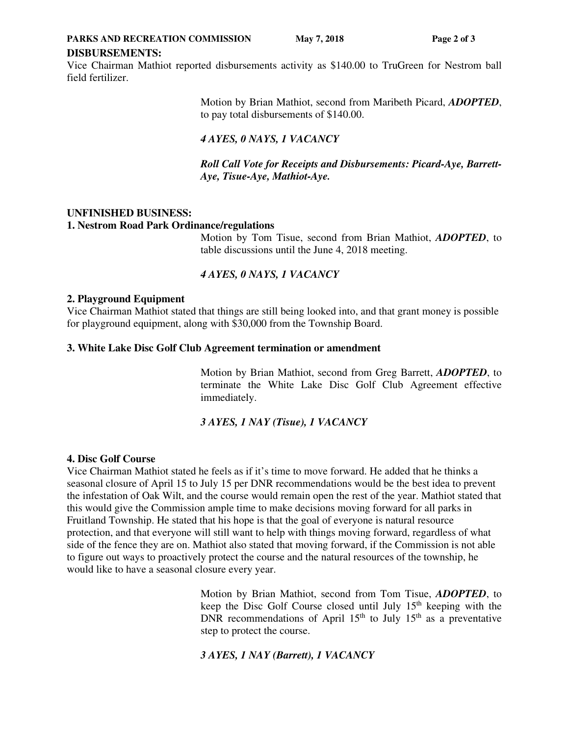**DISBURSEMENTS:**

Vice Chairman Mathiot reported disbursements activity as $140.00 to TruGreen for Nestrom ball field fertilizer.

> Motion by Brian Mathiot, second from Maribeth Picard, ***ADOPTED***, to pay total disbursements of $140.00.
>
> ***4 AYES, 0 NAYS, 1 VACANCY***
>
> ***Roll Call Vote for Receipts and Disbursements: Picard-Aye, Barrett-Aye, Tisue-Aye, Mathiot-Aye.***

**UNFINISHED BUSINESS:**

**1. Nestrom Road Park Ordinance/regulations**

> Motion by Tom Tisue, second from Brian Mathiot, ***ADOPTED***, to table discussions until the June 4, 2018 meeting.
>
> ***4 AYES, 0 NAYS, 1 VACANCY***

**2. Playground Equipment**

Vice Chairman Mathiot stated that things are still being looked into, and that grant money is possible for playground equipment, along with $30,000 from the Township Board.

**3. White Lake Disc Golf Club Agreement termination or amendment**

> Motion by Brian Mathiot, second from Greg Barrett, ***ADOPTED***, to terminate the White Lake Disc Golf Club Agreement effective immediately.
>
> ***3 AYES, 1 NAY (Tisue), 1 VACANCY***

**4. Disc Golf Course**

Vice Chairman Mathiot stated he feels as if it's time to move forward. He added that he thinks a seasonal closure of April 15 to July 15 per DNR recommendations would be the best idea to prevent the infestation of Oak Wilt, and the course would remain open the rest of the year. Mathiot stated that this would give the Commission ample time to make decisions moving forward for all parks in Fruitland Township. He stated that his hope is that the goal of everyone is natural resource protection, and that everyone will still want to help with things moving forward, regardless of what side of the fence they are on. Mathiot also stated that moving forward, if the Commission is not able to figure out ways to proactively protect the course and the natural resources of the township, he would like to have a seasonal closure every year.

> Motion by Brian Mathiot, second from Tom Tisue, ***ADOPTED***, to keep the Disc Golf Course closed until July 15th keeping with the DNR recommendations of April 15th to July 15th as a preventative step to protect the course.
>
> ***3 AYES, 1 NAY (Barrett), 1 VACANCY***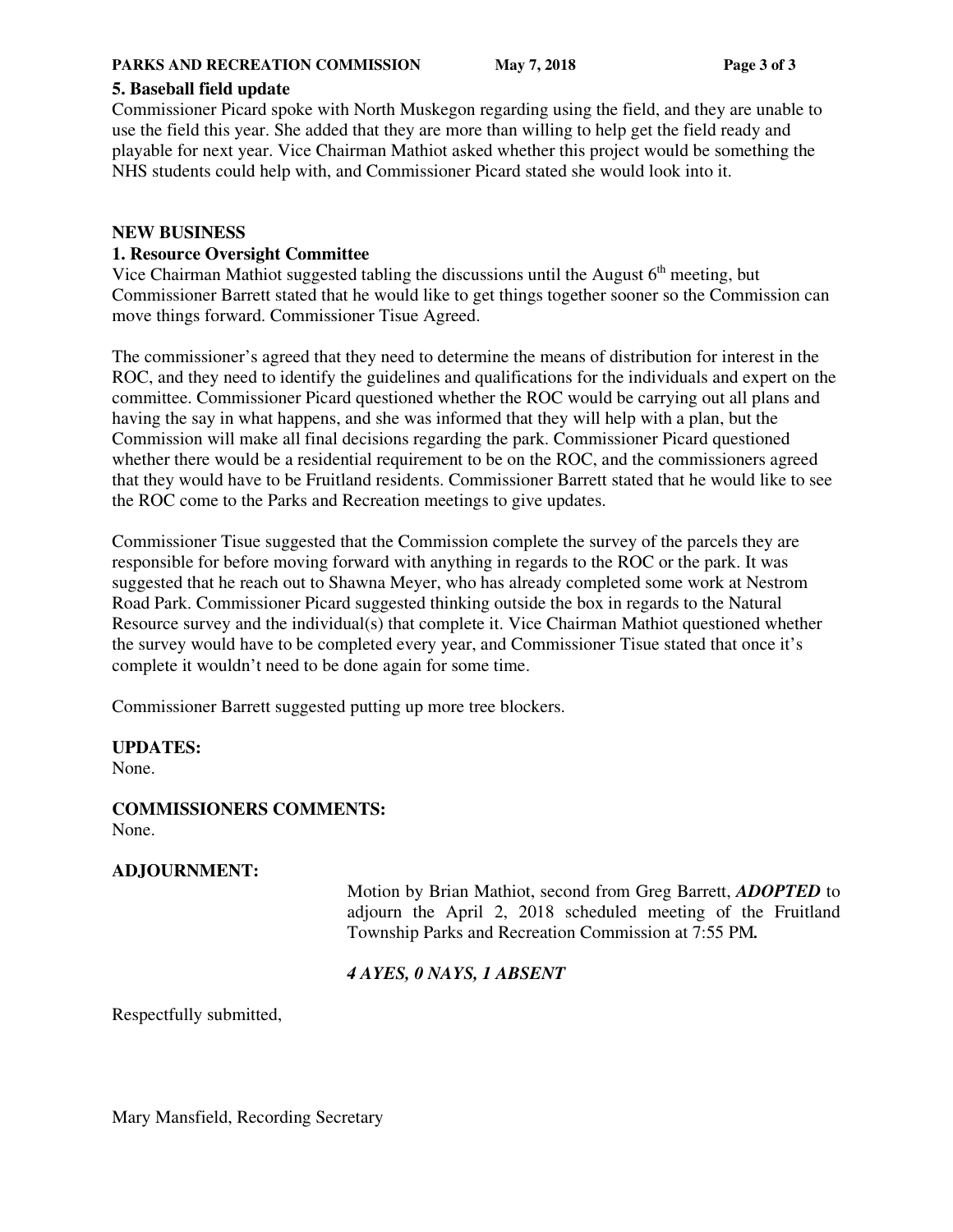**5. Baseball field update**

Commissioner Picard spoke with North Muskegon regarding using the field, and they are unable to use the field this year. She added that they are more than willing to help get the field ready and playable for next year. Vice Chairman Mathiot asked whether this project would be something the NHS students could help with, and Commissioner Picard stated she would look into it.

**NEW BUSINESS**

**1. Resource Oversight Committee**

Vice Chairman Mathiot suggested tabling the discussions until the August 6th meeting, but Commissioner Barrett stated that he would like to get things together sooner so the Commission can move things forward. Commissioner Tisue Agreed.

The commissioner's agreed that they need to determine the means of distribution for interest in the ROC, and they need to identify the guidelines and qualifications for the individuals and expert on the committee. Commissioner Picard questioned whether the ROC would be carrying out all plans and having the say in what happens, and she was informed that they will help with a plan, but the Commission will make all final decisions regarding the park. Commissioner Picard questioned whether there would be a residential requirement to be on the ROC, and the commissioners agreed that they would have to be Fruitland residents. Commissioner Barrett stated that he would like to see the ROC come to the Parks and Recreation meetings to give updates.

Commissioner Tisue suggested that the Commission complete the survey of the parcels they are responsible for before moving forward with anything in regards to the ROC or the park. It was suggested that he reach out to Shawna Meyer, who has already completed some work at Nestrom Road Park. Commissioner Picard suggested thinking outside the box in regards to the Natural Resource survey and the individual(s) that complete it. Vice Chairman Mathiot questioned whether the survey would have to be completed every year, and Commissioner Tisue stated that once it's complete it wouldn't need to be done again for some time.

Commissioner Barrett suggested putting up more tree blockers.

**UPDATES:**

None.

**COMMISSIONERS COMMENTS:**

None.

**ADJOURNMENT:**

Motion by Brian Mathiot, second from Greg Barrett, ***ADOPTED*** to adjourn the April 2, 2018 scheduled meeting of the Fruitland Township Parks and Recreation Commission at 7:55 PM.

***4 AYES, 0 NAYS, 1 ABSENT***

Respectfully submitted,

Mary Mansfield, Recording Secretary